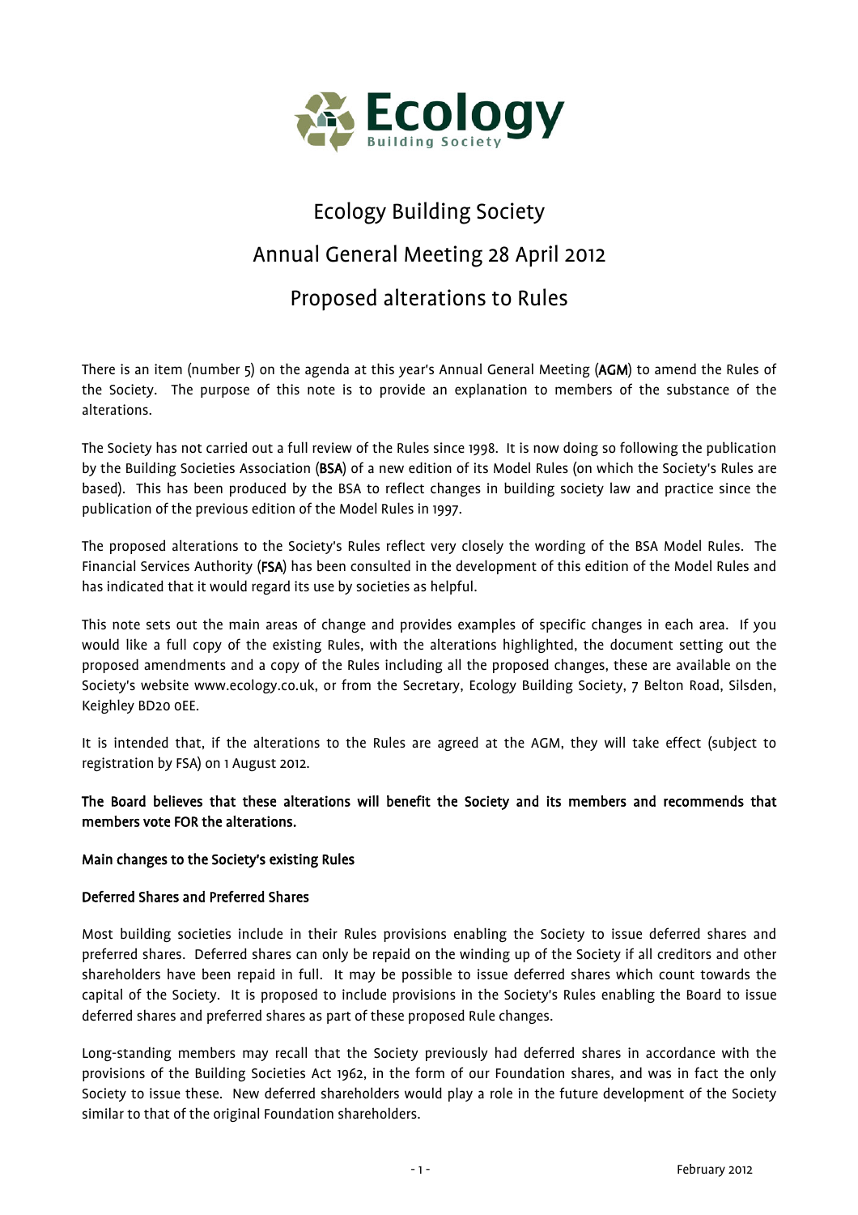# Ecology Building Society

## Annual General Meeting 28 April 2012

## Proposed alterations to Rules

There is an item (number 5) on the agenda at this year's Annual General Meeting (**AGM**) to amend the Rules of the Society. The purpose of this note is to provide an explanation to members of the substance of the alterations.

The Society has not carried out a full review of the Rules since 1998. It is now doing so following the publication by the Building Societies Association (**BSA**) of a new edition of its Model Rules (on which the Society's Rules are based). This has been produced by the BSA to reflect changes in building society law and practice since the publication of the previous edition of the Model Rules in 1997.

The proposed alterations to the Society's Rules reflect very closely the wording of the BSA Model Rules. The Financial Services Authority (**FSA**) has been consulted in the development of this edition of the Model Rules and has indicated that it would regard its use by societies as helpful.

This note sets out the main areas of change and provides examples of specific changes in each area. If you would like a full copy of the existing Rules, with the alterations highlighted, the document setting out the proposed amendments and a copy of the Rules including all the proposed changes, these are available on the Society's website www.ecology.co.uk, or from the Secretary, Ecology Building Society, 7 Belton Road, Silsden, Keighley BD20 0EE.

It is intended that, if the alterations to the Rules are agreed at the AGM, they will take effect (subject to registration by FSA) on 1 August 2012.

**The Board believes that these alterations will benefit the Society and its members and recommends that members vote FOR the alterations.**

### Main changes to the Society's existing Rules

#### Deferred Shares and Preferred Shares

Most building societies include in their Rules provisions enabling the Society to issue deferred shares and preferred shares. Deferred shares can only be repaid on the winding up of the Society if all creditors and other shareholders have been repaid in full. It may be possible to issue deferred shares which count towards the capital of the Society. It is proposed to include provisions in the Society's Rules enabling the Board to issue deferred shares and preferred shares as part of these proposed Rule changes.

Long-standing members may recall that the Society previously had deferred shares in accordance with the provisions of the Building Societies Act 1962, in the form of our Foundation shares, and was in fact the only Society to issue these. New deferred shareholders would play a role in the future development of the Society similar to that of the original Foundation shareholders.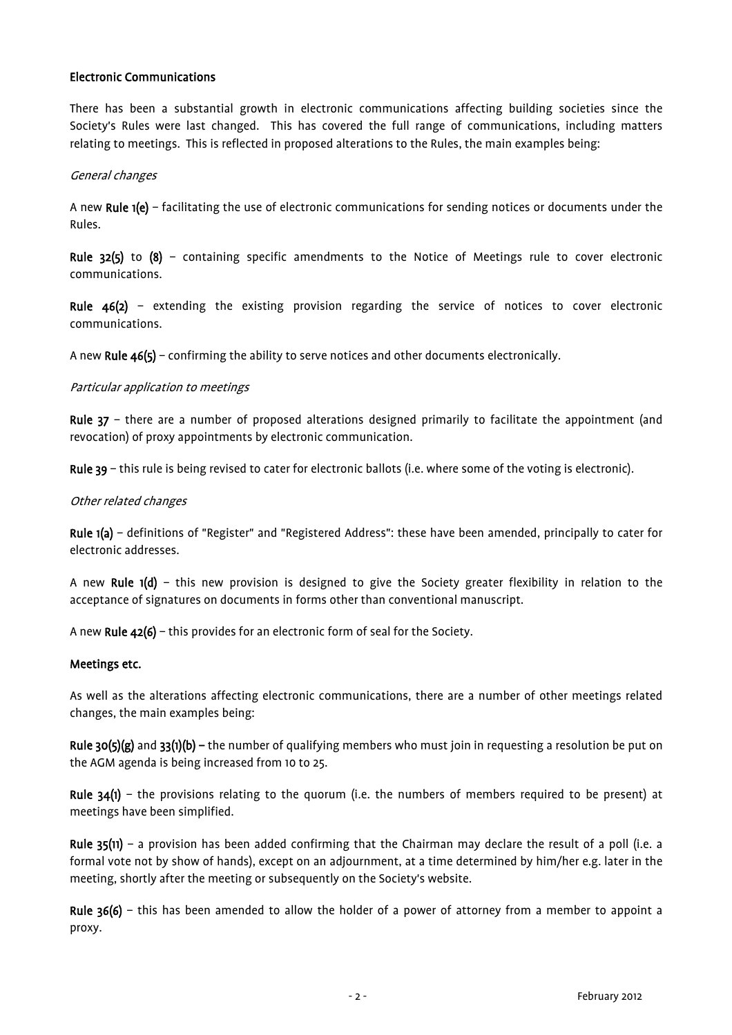**Electronic Communications**

There has been a substantial growth in electronic communications affecting building societies since the Society's Rules were last changed. This has covered the full range of communications, including matters relating to meetings. This is reflected in proposed alterations to the Rules, the main examples being:

*General changes*

A new **Rule 1(e)** – facilitating the use of electronic communications for sending notices or documents under the Rules.

**Rule 32(5)** to **(8)** – containing specific amendments to the Notice of Meetings rule to cover electronic communications.

**Rule 46(2)** – extending the existing provision regarding the service of notices to cover electronic communications.

A new **Rule 46(5)** – confirming the ability to serve notices and other documents electronically.

*Particular application to meetings*

**Rule 37** – there are a number of proposed alterations designed primarily to facilitate the appointment (and revocation) of proxy appointments by electronic communication.

**Rule 39** – this rule is being revised to cater for electronic ballots (i.e. where some of the voting is electronic).

*Other related changes*

**Rule 1(a)** – definitions of "Register" and "Registered Address": these have been amended, principally to cater for electronic addresses.

A new **Rule 1(d)** – this new provision is designed to give the Society greater flexibility in relation to the acceptance of signatures on documents in forms other than conventional manuscript.

A new **Rule 42(6)** – this provides for an electronic form of seal for the Society.

**Meetings etc.**

As well as the alterations affecting electronic communications, there are a number of other meetings related changes, the main examples being:

**Rule 30(5)(g)** and **33(1)(b) –** the number of qualifying members who must join in requesting a resolution be put on the AGM agenda is being increased from 10 to 25.

**Rule 34(1)** – the provisions relating to the quorum (i.e. the numbers of members required to be present) at meetings have been simplified.

**Rule 35(11)** – a provision has been added confirming that the Chairman may declare the result of a poll (i.e. a formal vote not by show of hands), except on an adjournment, at a time determined by him/her e.g. later in the meeting, shortly after the meeting or subsequently on the Society's website.

**Rule 36(6)** – this has been amended to allow the holder of a power of attorney from a member to appoint a proxy.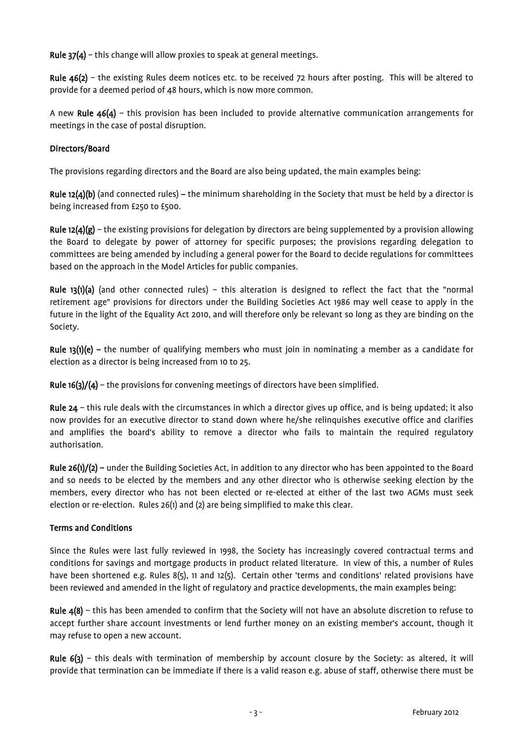**Rule 37(4)** – this change will allow proxies to speak at general meetings.

**Rule 46(2)** – the existing Rules deem notices etc. to be received 72 hours after posting. This will be altered to provide for a deemed period of 48 hours, which is now more common.

A new **Rule 46(4)** – this provision has been included to provide alternative communication arrangements for meetings in the case of postal disruption.

**Directors/Board**

The provisions regarding directors and the Board are also being updated, the main examples being:

**Rule 12(4)(b)** (and connected rules) – the minimum shareholding in the Society that must be held by a director is being increased from £250 to £500.

**Rule 12(4)(g)** – the existing provisions for delegation by directors are being supplemented by a provision allowing the Board to delegate by power of attorney for specific purposes; the provisions regarding delegation to committees are being amended by including a general power for the Board to decide regulations for committees based on the approach in the Model Articles for public companies.

**Rule 13(1)(a)** (and other connected rules) – this alteration is designed to reflect the fact that the "normal retirement age" provisions for directors under the Building Societies Act 1986 may well cease to apply in the future in the light of the Equality Act 2010, and will therefore only be relevant so long as they are binding on the Society.

**Rule 13(1)(e)** – the number of qualifying members who must join in nominating a member as a candidate for election as a director is being increased from 10 to 25.

**Rule 16(3)/(4)** – the provisions for convening meetings of directors have been simplified.

**Rule 24** – this rule deals with the circumstances in which a director gives up office, and is being updated; it also now provides for an executive director to stand down where he/she relinquishes executive office and clarifies and amplifies the board's ability to remove a director who fails to maintain the required regulatory authorisation.

**Rule 26(1)/(2)** – under the Building Societies Act, in addition to any director who has been appointed to the Board and so needs to be elected by the members and any other director who is otherwise seeking election by the members, every director who has not been elected or re-elected at either of the last two AGMs must seek election or re-election. Rules 26(1) and (2) are being simplified to make this clear.

**Terms and Conditions**

Since the Rules were last fully reviewed in 1998, the Society has increasingly covered contractual terms and conditions for savings and mortgage products in product related literature. In view of this, a number of Rules have been shortened e.g. Rules 8(5), 11 and 12(5). Certain other 'terms and conditions' related provisions have been reviewed and amended in the light of regulatory and practice developments, the main examples being:

**Rule 4(8)** – this has been amended to confirm that the Society will not have an absolute discretion to refuse to accept further share account investments or lend further money on an existing member's account, though it may refuse to open a new account.

**Rule 6(3)** – this deals with termination of membership by account closure by the Society: as altered, it will provide that termination can be immediate if there is a valid reason e.g. abuse of staff, otherwise there must be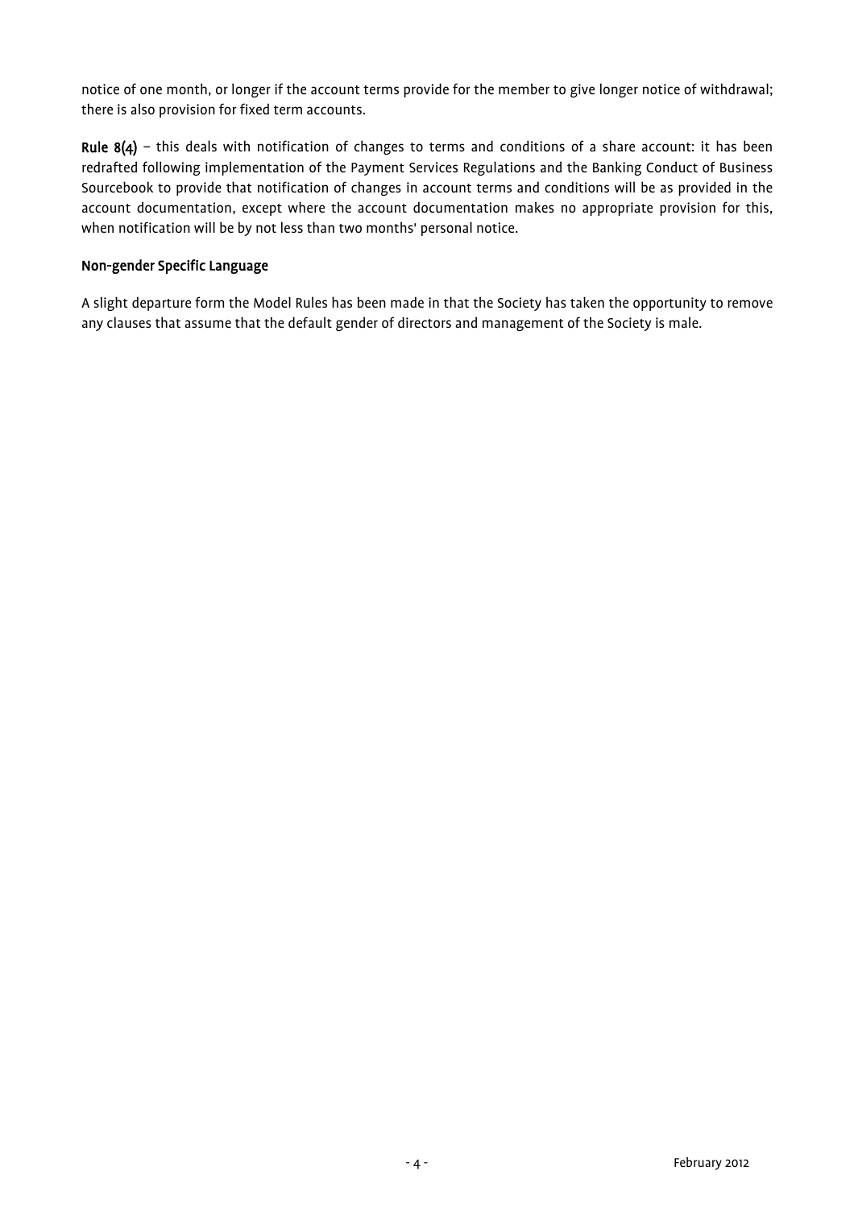notice of one month, or longer if the account terms provide for the member to give longer notice of withdrawal; there is also provision for fixed term accounts.

**Rule 8(4)** – this deals with notification of changes to terms and conditions of a share account: it has been redrafted following implementation of the Payment Services Regulations and the Banking Conduct of Business Sourcebook to provide that notification of changes in account terms and conditions will be as provided in the account documentation, except where the account documentation makes no appropriate provision for this, when notification will be by not less than two months' personal notice.

### Non-gender Specific Language

A slight departure form the Model Rules has been made in that the Society has taken the opportunity to remove any clauses that assume that the default gender of directors and management of the Society is male.